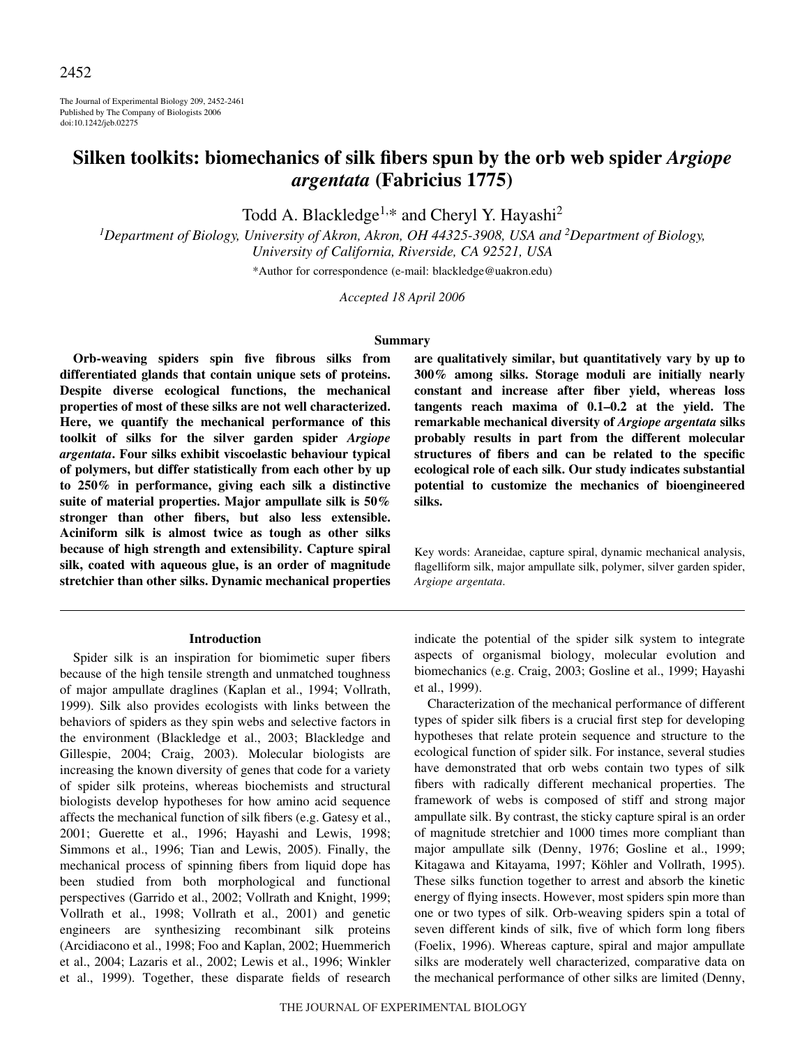# Silken toolkits: biomechanics of silk fibers spun by the orb web spider *Argiope argentata* (Fabricius 1775)

Todd A. Blackledge[1,*] and Cheryl Y. Hayashi[2]

[1]Department of Biology, University of Akron, Akron, OH 44325-3908, USA and [2]Department of Biology, University of California, Riverside, CA 92521, USA

*Author for correspondence (e-mail: blackledge@uakron.edu)

*Accepted 18 April 2006*

## Summary

**Orb-weaving spiders spin five fibrous silks from differentiated glands that contain unique sets of proteins. Despite diverse ecological functions, the mechanical properties of most of these silks are not well characterized. Here, we quantify the mechanical performance of this toolkit of silks for the silver garden spider *Argiope argentata*. Four silks exhibit viscoelastic behaviour typical of polymers, but differ statistically from each other by up to 250% in performance, giving each silk a distinctive suite of material properties. Major ampullate silk is 50% stronger than other fibers, but also less extensible. Aciniform silk is almost twice as tough as other silks because of high strength and extensibility. Capture spiral silk, coated with aqueous glue, is an order of magnitude stretchier than other silks. Dynamic mechanical properties are qualitatively similar, but quantitatively vary by up to 300% among silks. Storage moduli are initially nearly constant and increase after fiber yield, whereas loss tangents reach maxima of 0.1–0.2 at the yield. The remarkable mechanical diversity of *Argiope argentata* silks probably results in part from the different molecular structures of fibers and can be related to the specific ecological role of each silk. Our study indicates substantial potential to customize the mechanics of bioengineered silks.**

Key words: Araneidae, capture spiral, dynamic mechanical analysis, flagelliform silk, major ampullate silk, polymer, silver garden spider, *Argiope argentata*.

## Introduction

Spider silk is an inspiration for biomimetic super fibers because of the high tensile strength and unmatched toughness of major ampullate draglines (Kaplan et al., 1994; Vollrath, 1999). Silk also provides ecologists with links between the behaviors of spiders as they spin webs and selective factors in the environment (Blackledge et al., 2003; Blackledge and Gillespie, 2004; Craig, 2003). Molecular biologists are increasing the known diversity of genes that code for a variety of spider silk proteins, whereas biochemists and structural biologists develop hypotheses for how amino acid sequence affects the mechanical function of silk fibers (e.g. Gatesy et al., 2001; Guerette et al., 1996; Hayashi and Lewis, 1998; Simmons et al., 1996; Tian and Lewis, 2005). Finally, the mechanical process of spinning fibers from liquid dope has been studied from both morphological and functional perspectives (Garrido et al., 2002; Vollrath and Knight, 1999; Vollrath et al., 1998; Vollrath et al., 2001) and genetic engineers are synthesizing recombinant silk proteins (Arcidiacono et al., 1998; Foo and Kaplan, 2002; Huemmerich et al., 2004; Lazaris et al., 2002; Lewis et al., 1996; Winkler et al., 1999). Together, these disparate fields of research indicate the potential of the spider silk system to integrate aspects of organismal biology, molecular evolution and biomechanics (e.g. Craig, 2003; Gosline et al., 1999; Hayashi et al., 1999).

Characterization of the mechanical performance of different types of spider silk fibers is a crucial first step for developing hypotheses that relate protein sequence and structure to the ecological function of spider silk. For instance, several studies have demonstrated that orb webs contain two types of silk fibers with radically different mechanical properties. The framework of webs is composed of stiff and strong major ampullate silk. By contrast, the sticky capture spiral is an order of magnitude stretchier and 1000 times more compliant than major ampullate silk (Denny, 1976; Gosline et al., 1999; Kitagawa and Kitayama, 1997; Köhler and Vollrath, 1995). These silks function together to arrest and absorb the kinetic energy of flying insects. However, most spiders spin more than one or two types of silk. Orb-weaving spiders spin a total of seven different kinds of silk, five of which form long fibers (Foelix, 1996). Whereas capture, spiral and major ampullate silks are moderately well characterized, comparative data on the mechanical performance of other silks are limited (Denny,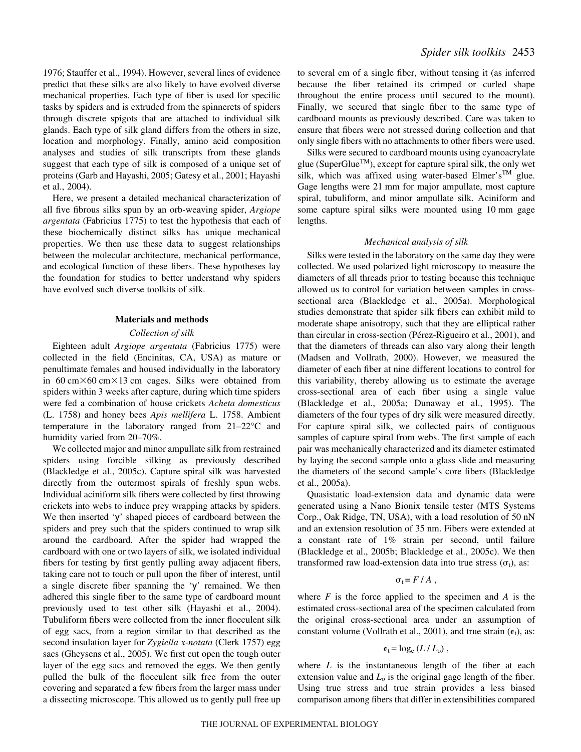1976; Stauffer et al., 1994). However, several lines of evidence predict that these silks are also likely to have evolved diverse mechanical properties. Each type of fiber is used for specific tasks by spiders and is extruded from the spinnerets of spiders through discrete spigots that are attached to individual silk glands. Each type of silk gland differs from the others in size, location and morphology. Finally, amino acid composition analyses and studies of silk transcripts from these glands suggest that each type of silk is composed of a unique set of proteins (Garb and Hayashi, 2005; Gatesy et al., 2001; Hayashi et al., 2004).

Here, we present a detailed mechanical characterization of all five fibrous silks spun by an orb-weaving spider, *Argiope argentata* (Fabricius 1775) to test the hypothesis that each of these biochemically distinct silks has unique mechanical properties. We then use these data to suggest relationships between the molecular architecture, mechanical performance, and ecological function of these fibers. These hypotheses lay the foundation for studies to better understand why spiders have evolved such diverse toolkits of silk.

## Materials and methods

### *Collection of silk*

Eighteen adult *Argiope argentata* (Fabricius 1775) were collected in the field (Encinitas, CA, USA) as mature or penultimate females and housed individually in the laboratory in 60 cm×60 cm×13 cm cages. Silks were obtained from spiders within 3 weeks after capture, during which time spiders were fed a combination of house crickets *Acheta domesticus* (L. 1758) and honey bees *Apis mellifera* L. 1758. Ambient temperature in the laboratory ranged from 21–22°C and humidity varied from 20–70%.

We collected major and minor ampullate silk from restrained spiders using forcible silking as previously described (Blackledge et al., 2005c). Capture spiral silk was harvested directly from the outermost spirals of freshly spun webs. Individual aciniform silk fibers were collected by first throwing crickets into webs to induce prey wrapping attacks by spiders. We then inserted 'y' shaped pieces of cardboard between the spiders and prey such that the spiders continued to wrap silk around the cardboard. After the spider had wrapped the cardboard with one or two layers of silk, we isolated individual fibers for testing by first gently pulling away adjacent fibers, taking care not to touch or pull upon the fiber of interest, until a single discrete fiber spanning the 'y' remained. We then adhered this single fiber to the same type of cardboard mount previously used to test other silk (Hayashi et al., 2004). Tubuliform fibers were collected from the inner flocculent silk of egg sacs, from a region similar to that described as the second insulation layer for *Zygiella x-notata* (Clerk 1757) egg sacs (Gheysens et al., 2005). We first cut open the tough outer layer of the egg sacs and removed the eggs. We then gently pulled the bulk of the flocculent silk free from the outer covering and separated a few fibers from the larger mass under a dissecting microscope. This allowed us to gently pull free up to several cm of a single fiber, without tensing it (as inferred because the fiber retained its crimped or curled shape throughout the entire process until secured to the mount). Finally, we secured that single fiber to the same type of cardboard mounts as previously described. Care was taken to ensure that fibers were not stressed during collection and that only single fibers with no attachments to other fibers were used.

Silks were secured to cardboard mounts using cyanoacrylate glue (SuperGlue™), except for capture spiral silk, the only wet silk, which was affixed using water-based Elmer's™ glue. Gage lengths were 21 mm for major ampullate, most capture spiral, tubuliform, and minor ampullate silk. Aciniform and some capture spiral silks were mounted using 10 mm gage lengths.

### *Mechanical analysis of silk*

Silks were tested in the laboratory on the same day they were collected. We used polarized light microscopy to measure the diameters of all threads prior to testing because this technique allowed us to control for variation between samples in cross-sectional area (Blackledge et al., 2005a). Morphological studies demonstrate that spider silk fibers can exhibit mild to moderate shape anisotropy, such that they are elliptical rather than circular in cross-section (Pérez-Rigueiro et al., 2001), and that the diameters of threads can also vary along their length (Madsen and Vollrath, 2000). However, we measured the diameter of each fiber at nine different locations to control for this variability, thereby allowing us to estimate the average cross-sectional area of each fiber using a single value (Blackledge et al., 2005a; Dunaway et al., 1995). The diameters of the four types of dry silk were measured directly. For capture spiral silk, we collected pairs of contiguous samples of capture spiral from webs. The first sample of each pair was mechanically characterized and its diameter estimated by laying the second sample onto a glass slide and measuring the diameters of the second sample's core fibers (Blackledge et al., 2005a).

Quasistatic load-extension data and dynamic data were generated using a Nano Bionix tensile tester (MTS Systems Corp., Oak Ridge, TN, USA), with a load resolution of 50 nN and an extension resolution of 35 nm. Fibers were extended at a constant rate of 1% strain per second, until failure (Blackledge et al., 2005b; Blackledge et al., 2005c). We then transformed raw load-extension data into true stress ($\sigma_t$), as:

$$\sigma_t = F / A ,$$

where $F$ is the force applied to the specimen and $A$ is the estimated cross-sectional area of the specimen calculated from the original cross-sectional area under an assumption of constant volume (Vollrath et al., 2001), and true strain ($\epsilon_t$), as:

$$\epsilon_t = \log_e (L / L_o) ,$$

where $L$ is the instantaneous length of the fiber at each extension value and $L_o$ is the original gage length of the fiber. Using true stress and true strain provides a less biased comparison among fibers that differ in extensibilities compared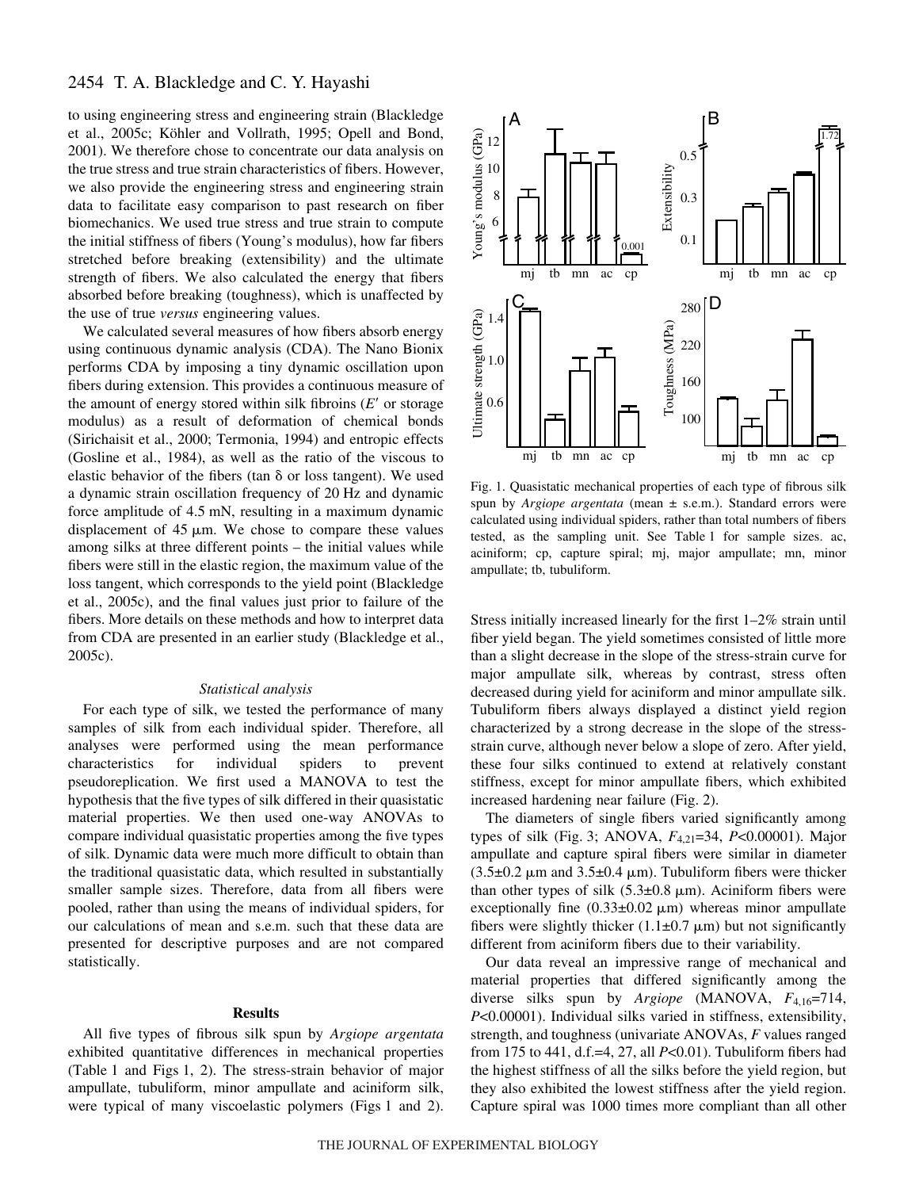to using engineering stress and engineering strain (Blackledge et al., 2005c; Köhler and Vollrath, 1995; Opell and Bond, 2001). We therefore chose to concentrate our data analysis on the true stress and true strain characteristics of fibers. However, we also provide the engineering stress and engineering strain data to facilitate easy comparison to past research on fiber biomechanics. We used true stress and true strain to compute the initial stiffness of fibers (Young's modulus), how far fibers stretched before breaking (extensibility) and the ultimate strength of fibers. We also calculated the energy that fibers absorbed before breaking (toughness), which is unaffected by the use of true *versus* engineering values.

We calculated several measures of how fibers absorb energy using continuous dynamic analysis (CDA). The Nano Bionix performs CDA by imposing a tiny dynamic oscillation upon fibers during extension. This provides a continuous measure of the amount of energy stored within silk fibroins ($E'$ or storage modulus) as a result of deformation of chemical bonds (Sirichaisit et al., 2000; Termonia, 1994) and entropic effects (Gosline et al., 1984), as well as the ratio of the viscous to elastic behavior of the fibers (tan $\delta$ or loss tangent). We used a dynamic strain oscillation frequency of 20 Hz and dynamic force amplitude of 4.5 mN, resulting in a maximum dynamic displacement of 45 μm. We chose to compare these values among silks at three different points – the initial values while fibers were still in the elastic region, the maximum value of the loss tangent, which corresponds to the yield point (Blackledge et al., 2005c), and the final values just prior to failure of the fibers. More details on these methods and how to interpret data from CDA are presented in an earlier study (Blackledge et al., 2005c).

### *Statistical analysis*

For each type of silk, we tested the performance of many samples of silk from each individual spider. Therefore, all analyses were performed using the mean performance characteristics for individual spiders to prevent pseudoreplication. We first used a MANOVA to test the hypothesis that the five types of silk differed in their quasistatic material properties. We then used one-way ANOVAs to compare individual quasistatic properties among the five types of silk. Dynamic data were much more difficult to obtain than the traditional quasistatic data, which resulted in substantially smaller sample sizes. Therefore, data from all fibers were pooled, rather than using the means of individual spiders, for our calculations of mean and s.e.m. such that these data are presented for descriptive purposes and are not compared statistically.

## Results

All five types of fibrous silk spun by *Argiope argentata* exhibited quantitative differences in mechanical properties (Table 1 and Figs 1, 2). The stress-strain behavior of major ampullate, tubuliform, minor ampullate and aciniform silk, were typical of many viscoelastic polymers (Figs 1 and 2). Stress initially increased linearly for the first 1–2% strain until fiber yield began. The yield sometimes consisted of little more than a slight decrease in the slope of the stress-strain curve for major ampullate silk, whereas by contrast, stress often decreased during yield for aciniform and minor ampullate silk. Tubuliform fibers always displayed a distinct yield region characterized by a strong decrease in the slope of the stress-strain curve, although never below a slope of zero. After yield, these four silks continued to extend at relatively constant stiffness, except for minor ampullate fibers, which exhibited increased hardening near failure (Fig. 2).

Fig. 1. Quasistatic mechanical properties of each type of fibrous silk spun by *Argiope argentata* (mean ± s.e.m.). Standard errors were calculated using individual spiders, rather than total numbers of fibers tested, as the sampling unit. See Table 1 for sample sizes. ac, aciniform; cp, capture spiral; mj, major ampullate; mn, minor ampullate; tb, tubuliform.

The diameters of single fibers varied significantly among types of silk (Fig. 3; ANOVA, $F_{4,21}$=34, $P$<0.00001). Major ampullate and capture spiral fibers were similar in diameter (3.5±0.2 μm and 3.5±0.4 μm). Tubuliform fibers were thicker than other types of silk (5.3±0.8 μm). Aciniform fibers were exceptionally fine (0.33±0.02 μm) whereas minor ampullate fibers were slightly thicker (1.1±0.7 μm) but not significantly different from aciniform fibers due to their variability.

Our data reveal an impressive range of mechanical and material properties that differed significantly among the diverse silks spun by *Argiope* (MANOVA, $F_{4,16}$=714, $P$<0.00001). Individual silks varied in stiffness, extensibility, strength, and toughness (univariate ANOVAs, $F$ values ranged from 175 to 441, d.f.=4, 27, all $P$<0.01). Tubuliform fibers had the highest stiffness of all the silks before the yield region, but they also exhibited the lowest stiffness after the yield region. Capture spiral was 1000 times more compliant than all other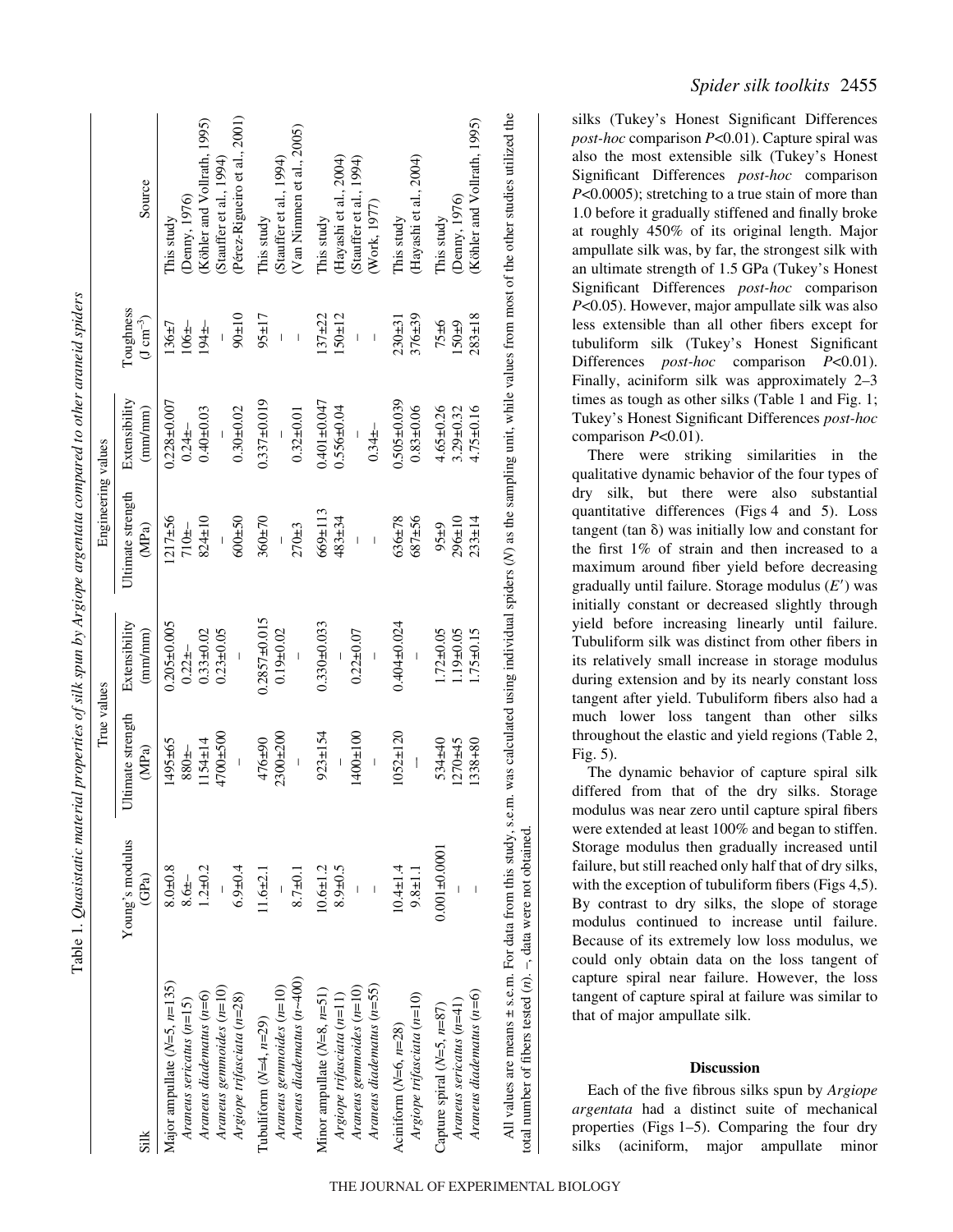Table 1. *Quasistatic material properties of silk spun by Argiope argentata compared to other araneid spiders*

| Silk | Young's modulus (GPa) | True values | | Engineering values | | Toughness (J cm$^{-3}$) | Source |
|---|---|---|---|---|---|---|---|
| | | Ultimate strength (MPa) | Extensibility (mm/mm) | Ultimate strength (MPa) | Extensibility (mm/mm) | | |
| Major ampullate (N=5, n=135) | 8.0±0.8 | 1495±65 | 0.205±0.005 | 1217±56 | 0.228±0.007 | 136±7 | This study |
| *Araneus sericatus* (n=15) | 8.6±– | 880±– | 0.22±– | 710±– | 0.24±– | 106±– | (Denny, 1976) |
| *Araneus diadematus* (n=6) | 1.2±0.2 | 1154±14 | 0.33±0.02 | 824±10 | 0.40±0.03 | 194±– | (Köhler and Vollrath, 1995) |
| *Araneus gemmoides* (n=10) | – | 4700±500 | 0.23±0.05 | – | – | – | (Stauffer et al., 1994) |
| *Argiope trifasciata* (n=28) | 6.9±0.4 | – | – | 600±50 | 0.30±0.02 | 90±10 | (Pérez-Rigueiro et al., 2001) |
| Tubuliform (N=4, n=29) | 11.6±2.1 | 476±90 | 0.2857±0.015 | 360±70 | 0.337±0.019 | 95±17 | This study |
| *Araneus gemmoides* (n=10) | – | 2300±200 | 0.19±0.02 | – | – | – | (Stauffer et al., 1994) |
| *Araneus diadematus* (n~400) | 8.7±0.1 | – | – | 270±3 | 0.32±0.01 | – | (Van Nimmen et al., 2005) |
| Minor ampullate (N=8, n=51) | 10.6±1.2 | 923±154 | 0.330±0.033 | 669±113 | 0.401±0.047 | 137±22 | This study |
| *Argiope trifasciata* (n=11) | 8.9±0.5 | – | – | 483±34 | 0.556±0.04 | 150±12 | (Hayashi et al., 2004) |
| *Araneus gemmoides* (n=10) | – | 1400±100 | 0.22±0.07 | – | – | – | (Stauffer et al., 1994) |
| *Araneus diadematus* (n=55) | – | – | – | – | 0.34±– | – | (Work, 1977) |
| Aciniform (N=6, n=28) | 10.4±1.4 | 1052±120 | 0.404±0.024 | 636±78 | 0.505±0.039 | 230±31 | This study |
| *Argiope trifasciata* (n=10) | 9.8±1.1 | – | – | 687±56 | 0.83±0.06 | 376±39 | (Hayashi et al., 2004) |
| Capture spiral (N=5, n=87) | 0.001±0.0001 | 534±40 | 1.72±0.05 | 95±9 | 4.65±0.26 | 75±6 | This study |
| *Araneus sericatus* (n=41) | – | 1270±45 | 1.19±0.05 | 296±10 | 3.29±0.32 | 150±9 | (Denny, 1976) |
| *Araneus diadematus* (n=6) | – | 1338±80 | 1.75±0.15 | 233±14 | 4.75±0.16 | 283±18 | (Köhler and Vollrath, 1995) |

All values are means ± s.e.m. For data from this study, s.e.m. was calculated using individual spiders (N) as the sampling unit, while values from most of the other studies utilized the total number of fibers tested (n). –, data were not obtained.

silks (Tukey's Honest Significant Differences *post-hoc* comparison $P<0.01$). Capture spiral was also the most extensible silk (Tukey's Honest Significant Differences *post-hoc* comparison $P<0.0005$); stretching to a true stain of more than 1.0 before it gradually stiffened and finally broke at roughly 450% of its original length. Major ampullate silk was, by far, the strongest silk with an ultimate strength of 1.5 GPa (Tukey's Honest Significant Differences *post-hoc* comparison $P<0.05$). However, major ampullate silk was also less extensible than all other fibers except for tubuliform silk (Tukey's Honest Significant Differences *post-hoc* comparison $P<0.01$). Finally, aciniform silk was approximately 2–3 times as tough as other silks (Table 1 and Fig. 1; Tukey's Honest Significant Differences *post-hoc* comparison $P<0.01$).

There were striking similarities in the qualitative dynamic behavior of the four types of dry silk, but there were also substantial quantitative differences (Figs 4 and 5). Loss tangent (tan $\delta$) was initially low and constant for the first 1% of strain and then increased to a maximum around fiber yield before decreasing gradually until failure. Storage modulus ($E'$) was initially constant or decreased slightly through yield before increasing linearly until failure. Tubuliform silk was distinct from other fibers in its relatively small increase in storage modulus during extension and by its nearly constant loss tangent after yield. Tubuliform fibers also had a much lower loss tangent than other silks throughout the elastic and yield regions (Table 2, Fig. 5).

The dynamic behavior of capture spiral silk differed from that of the dry silks. Storage modulus was near zero until capture spiral fibers were extended at least 100% and began to stiffen. Storage modulus then gradually increased until failure, but still reached only half that of dry silks, with the exception of tubuliform fibers (Figs 4,5). By contrast to dry silks, the slope of storage modulus continued to increase until failure. Because of its extremely low loss modulus, we could only obtain data on the loss tangent of capture spiral near failure. However, the loss tangent of capture spiral at failure was similar to that of major ampullate silk.

## Discussion

Each of the five fibrous silks spun by *Argiope argentata* had a distinct suite of mechanical properties (Figs 1–5). Comparing the four dry silks (aciniform, major ampullate minor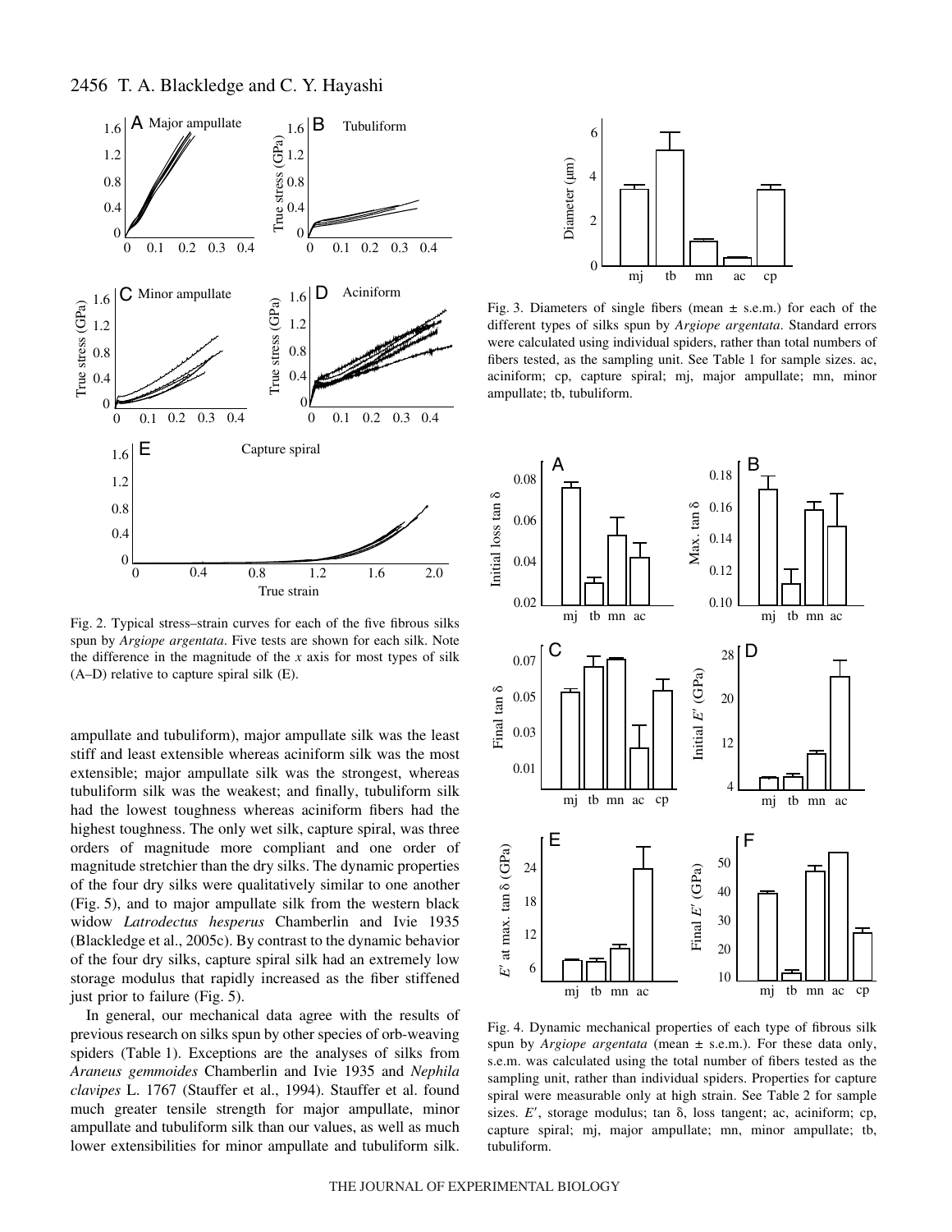Fig. 2. Typical stress–strain curves for each of the five fibrous silks spun by *Argiope argentata*. Five tests are shown for each silk. Note the difference in the magnitude of the *x* axis for most types of silk (A–D) relative to capture spiral silk (E).

Fig. 3. Diameters of single fibers (mean ± s.e.m.) for each of the different types of silks spun by *Argiope argentata*. Standard errors were calculated using individual spiders, rather than total numbers of fibers tested, as the sampling unit. See Table 1 for sample sizes. ac, aciniform; cp, capture spiral; mj, major ampullate; mn, minor ampullate; tb, tubuliform.

ampullate and tubuliform), major ampullate silk was the least stiff and least extensible whereas aciniform silk was the most extensible; major ampullate silk was the strongest, whereas tubuliform silk was the weakest; and finally, tubuliform silk had the lowest toughness whereas aciniform fibers had the highest toughness. The only wet silk, capture spiral, was three orders of magnitude more compliant and one order of magnitude stretchier than the dry silks. The dynamic properties of the four dry silks were qualitatively similar to one another (Fig. 5), and to major ampullate silk from the western black widow *Latrodectus hesperus* Chamberlin and Ivie 1935 (Blackledge et al., 2005c). By contrast to the dynamic behavior of the four dry silks, capture spiral silk had an extremely low storage modulus that rapidly increased as the fiber stiffened just prior to failure (Fig. 5).

In general, our mechanical data agree with the results of previous research on silks spun by other species of orb-weaving spiders (Table 1). Exceptions are the analyses of silks from *Araneus gemmoides* Chamberlin and Ivie 1935 and *Nephila clavipes* L. 1767 (Stauffer et al., 1994). Stauffer et al. found much greater tensile strength for major ampullate, minor ampullate and tubuliform silk than our values, as well as much lower extensibilities for minor ampullate and tubuliform silk.

Fig. 4. Dynamic mechanical properties of each type of fibrous silk spun by *Argiope argentata* (mean ± s.e.m.). For these data only, s.e.m. was calculated using the total number of fibers tested as the sampling unit, rather than individual spiders. Properties for capture spiral were measurable only at high strain. See Table 2 for sample sizes. $E'$, storage modulus; tan $\delta$, loss tangent; ac, aciniform; cp, capture spiral; mj, major ampullate; mn, minor ampullate; tb, tubuliform.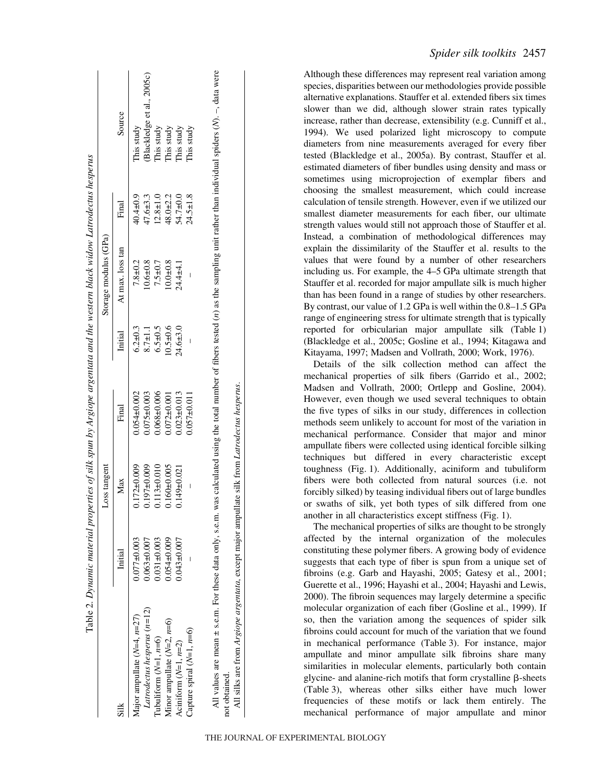Table 2. *Dynamic material properties of silk spun by Argiope argentata and the western black widow Latrodectus hesperus*

| Silk | Loss tangent | | | Storage modulus (GPa) | | | Source |
|---|---|---|---|---|---|---|---|
| | Initial | Max | Final | Initial | At max. loss tan | Final | |
| Major ampullate (N=4, n=27) | 0.077±0.003 | 0.172±0.009 | 0.054±0.002 | 6.2±0.3 | 7.8±0.2 | 40.4±0.9 | This study |
| *Latrodectus hesperus* (n=12) | 0.063±0.007 | 0.197±0.009 | 0.075±0.003 | 8.7±1.1 | 10.6±0.8 | 47.6±3.3 | (Blackledge et al., 2005c) |
| Tubuliform (N=1, n=6) | 0.031±0.003 | 0.113±0.010 | 0.068±0.006 | 6.5±0.5 | 7.5±0.7 | 12.8±1.0 | This study |
| Minor ampullate (N=2, n=6) | 0.054±0.009 | 0.160±0.005 | 0.072±0.001 | 10.5±0.6 | 10.0±0.8 | 48.0±2.2 | This study |
| Aciniform (N=1, n=2) | 0.043±0.007 | 0.149±0.021 | 0.023±0.013 | 24.6±3.0 | 24.4±4.1 | 54.7±0.0 | This study |
| Capture spiral (N=1, n=6) | – | – | 0.057±0.011 | – | – | 24.5±1.8 | This study |

All values are mean ± s.e.m. For these data only, s.e.m. was calculated using the total number of fibers tested (*n*) as the sampling unit rather than individual spiders (*N*). –, data were not obtained.

All silks are from *Argiope argentata*, except major ampullate silk from *Latrodectus hesperus*.

Although these differences may represent real variation among species, disparities between our methodologies provide possible alternative explanations. Stauffer et al. extended fibers six times slower than we did, although slower strain rates typically increase, rather than decrease, extensibility (e.g. Cunniff et al., 1994). We used polarized light microscopy to compute diameters from nine measurements averaged for every fiber tested (Blackledge et al., 2005a). By contrast, Stauffer et al. estimated diameters of fiber bundles using density and mass or sometimes using microprojection of exemplar fibers and choosing the smallest measurement, which could increase calculation of tensile strength. However, even if we utilized our smallest diameter measurements for each fiber, our ultimate strength values would still not approach those of Stauffer et al. Instead, a combination of methodological differences may explain the dissimilarity of the Stauffer et al. results to the values that were found by a number of other researchers including us. For example, the 4–5 GPa ultimate strength that Stauffer et al. recorded for major ampullate silk is much higher than has been found in a range of studies by other researchers. By contrast, our value of 1.2 GPa is well within the 0.8–1.5 GPa range of engineering stress for ultimate strength that is typically reported for orbicularian major ampullate silk (Table 1) (Blackledge et al., 2005c; Gosline et al., 1994; Kitagawa and Kitayama, 1997; Madsen and Vollrath, 2000; Work, 1976).

Details of the silk collection method can affect the mechanical properties of silk fibers (Garrido et al., 2002; Madsen and Vollrath, 2000; Ortlepp and Gosline, 2004). However, even though we used several techniques to obtain the five types of silks in our study, differences in collection methods seem unlikely to account for most of the variation in mechanical performance. Consider that major and minor ampullate fibers were collected using identical forcible silking techniques but differed in every characteristic except toughness (Fig. 1). Additionally, aciniform and tubuliform fibers were both collected from natural sources (i.e. not forcibly silked) by teasing individual fibers out of large bundles or swaths of silk, yet both types of silk differed from one another in all characteristics except stiffness (Fig. 1).

The mechanical properties of silks are thought to be strongly affected by the internal organization of the molecules constituting these polymer fibers. A growing body of evidence suggests that each type of fiber is spun from a unique set of fibroins (e.g. Garb and Hayashi, 2005; Gatesy et al., 2001; Guerette et al., 1996; Hayashi et al., 2004; Hayashi and Lewis, 2000). The fibroin sequences may largely determine a specific molecular organization of each fiber (Gosline et al., 1999). If so, then the variation among the sequences of spider silk fibroins could account for much of the variation that we found in mechanical performance (Table 3). For instance, major ampullate and minor ampullate silk fibroins share many similarities in molecular elements, particularly both contain glycine- and alanine-rich motifs that form crystalline β-sheets (Table 3), whereas other silks either have much lower frequencies of these motifs or lack them entirely. The mechanical performance of major ampullate and minor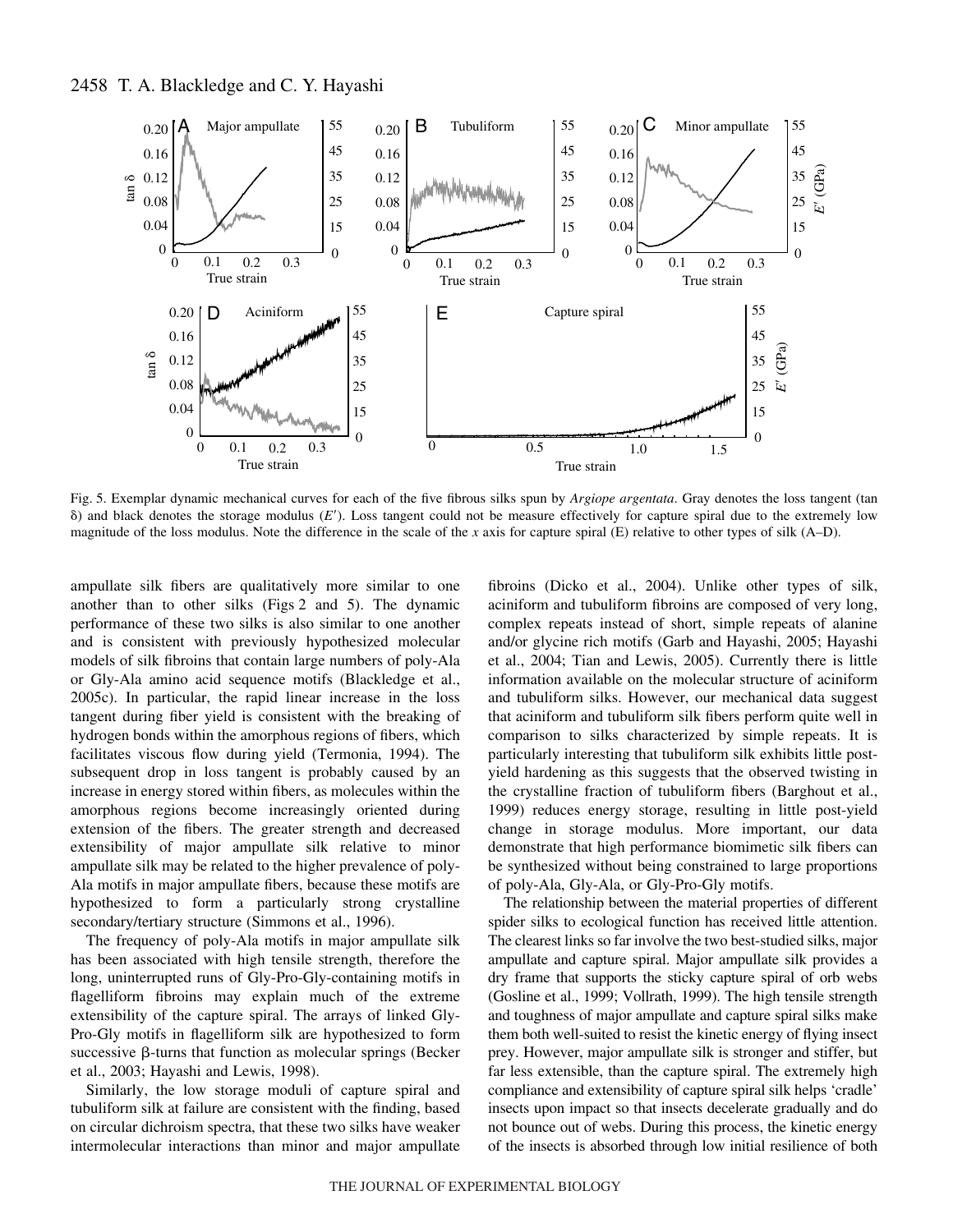Fig. 5. Exemplar dynamic mechanical curves for each of the five fibrous silks spun by *Argiope argentata*. Gray denotes the loss tangent (tan δ) and black denotes the storage modulus ($E'$). Loss tangent could not be measure effectively for capture spiral due to the extremely low magnitude of the loss modulus. Note the difference in the scale of the $x$ axis for capture spiral (E) relative to other types of silk (A–D).

ampullate silk fibers are qualitatively more similar to one another than to other silks (Figs 2 and 5). The dynamic performance of these two silks is also similar to one another and is consistent with previously hypothesized molecular models of silk fibroins that contain large numbers of poly-Ala or Gly-Ala amino acid sequence motifs (Blackledge et al., 2005c). In particular, the rapid linear increase in the loss tangent during fiber yield is consistent with the breaking of hydrogen bonds within the amorphous regions of fibers, which facilitates viscous flow during yield (Termonia, 1994). The subsequent drop in loss tangent is probably caused by an increase in energy stored within fibers, as molecules within the amorphous regions become increasingly oriented during extension of the fibers. The greater strength and decreased extensibility of major ampullate silk relative to minor ampullate silk may be related to the higher prevalence of poly-Ala motifs in major ampullate fibers, because these motifs are hypothesized to form a particularly strong crystalline secondary/tertiary structure (Simmons et al., 1996).

The frequency of poly-Ala motifs in major ampullate silk has been associated with high tensile strength, therefore the long, uninterrupted runs of Gly-Pro-Gly-containing motifs in flagelliform fibroins may explain much of the extreme extensibility of the capture spiral. The arrays of linked Gly-Pro-Gly motifs in flagelliform silk are hypothesized to form successive β-turns that function as molecular springs (Becker et al., 2003; Hayashi and Lewis, 1998).

Similarly, the low storage moduli of capture spiral and tubuliform silk at failure are consistent with the finding, based on circular dichroism spectra, that these two silks have weaker intermolecular interactions than minor and major ampullate fibroins (Dicko et al., 2004). Unlike other types of silk, aciniform and tubuliform fibroins are composed of very long, complex repeats instead of short, simple repeats of alanine and/or glycine rich motifs (Garb and Hayashi, 2005; Hayashi et al., 2004; Tian and Lewis, 2005). Currently there is little information available on the molecular structure of aciniform and tubuliform silks. However, our mechanical data suggest that aciniform and tubuliform silk fibers perform quite well in comparison to silks characterized by simple repeats. It is particularly interesting that tubuliform silk exhibits little post-yield hardening as this suggests that the observed twisting in the crystalline fraction of tubuliform fibers (Barghout et al., 1999) reduces energy storage, resulting in little post-yield change in storage modulus. More important, our data demonstrate that high performance biomimetic silk fibers can be synthesized without being constrained to large proportions of poly-Ala, Gly-Ala, or Gly-Pro-Gly motifs.

The relationship between the material properties of different spider silks to ecological function has received little attention. The clearest links so far involve the two best-studied silks, major ampullate and capture spiral. Major ampullate silk provides a dry frame that supports the sticky capture spiral of orb webs (Gosline et al., 1999; Vollrath, 1999). The high tensile strength and toughness of major ampullate and capture spiral silks make them both well-suited to resist the kinetic energy of flying insect prey. However, major ampullate silk is stronger and stiffer, but far less extensible, than the capture spiral. The extremely high compliance and extensibility of capture spiral silk helps 'cradle' insects upon impact so that insects decelerate gradually and do not bounce out of webs. During this process, the kinetic energy of the insects is absorbed through low initial resilience of both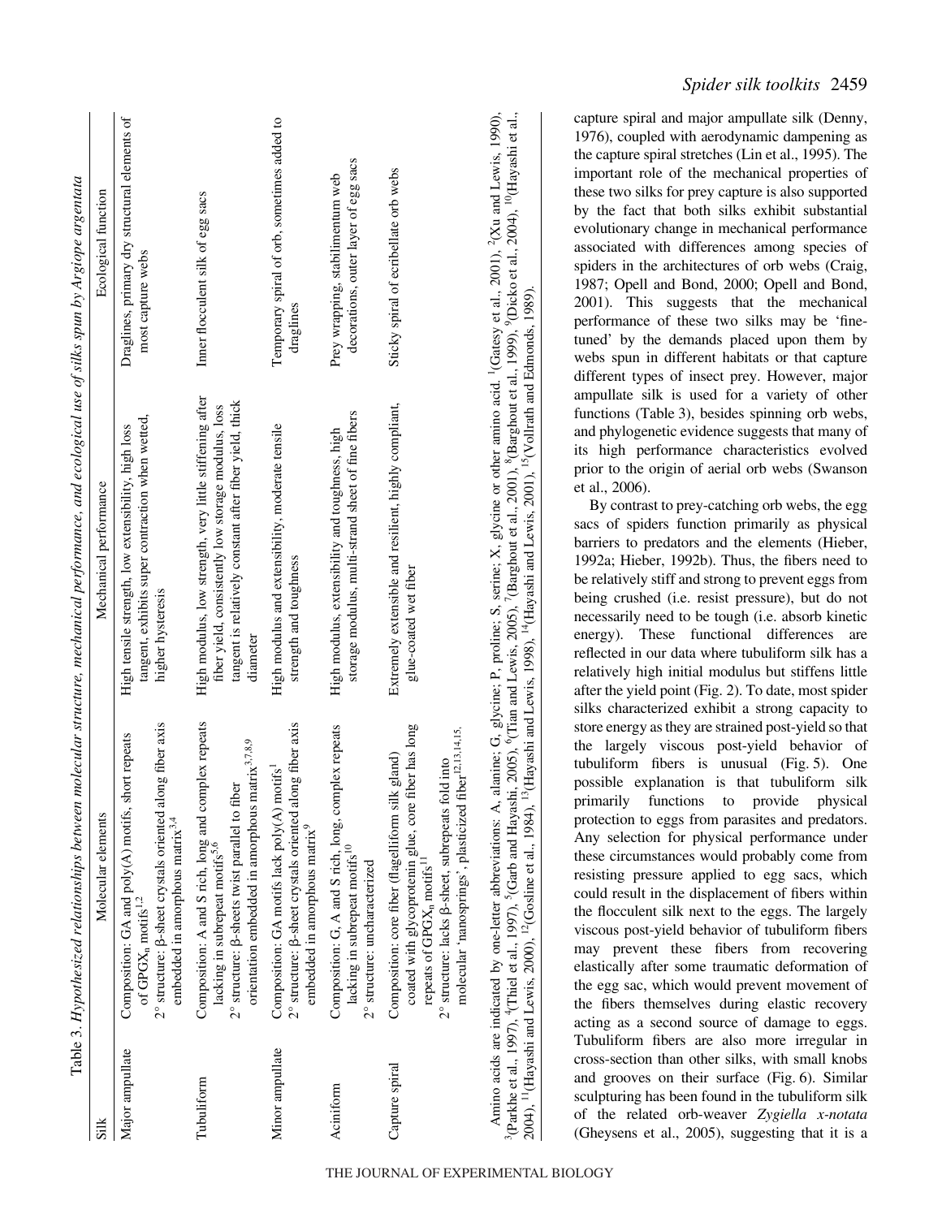Table 3. *Hypothesized relationships between molecular structure, mechanical performance, and ecological use of silks spun by Argiope argentata*

| Silk | Molecular elements | Mechanical performance | Ecological function |
|---|---|---|---|
| Major ampullate | Composition: GA and poly(A) motifs, short repeats of $GPGX_n$ motifs[1,2] 2° structure: β-sheet crystals oriented along fiber axis embedded in amorphous matrix[3,4] | High tensile strength, low extensibility, high loss tangent, exhibits super contraction when wetted, higher hysteresis | Draglines, primary dry structural elements of most capture webs |
| Tubuliform | Composition: A and S rich, long and complex repeats lacking in subrepeat motifs[5,6] 2° structure: β-sheets twist parallel to fiber orientation embedded in amorphous matrix[3,7,8,9] | High modulus, low strength, very little stiffening after fiber yield, consistently low storage modulus, loss tangent is relatively constant after fiber yield, thick diameter | Inner flocculent silk of egg sacs |
| Minor ampullate | Composition: GA motifs lack poly(A) motifs[1] 2° structure: β-sheet crystals oriented along fiber axis embedded in amorphous matrix[9] | High modulus and extensibility, moderate tensile strength and toughness | Temporary spiral of orb, sometimes added to draglines |
| Aciniform | Composition: G, A and S rich, long, complex repeats lacking in subrepeat motifs[10] 2° structure: uncharacterized | High modulus, extensibility and toughness, high storage modulus, multi-strand sheet of fine fibers | Prey wrapping, stabilimentum web decorations, outer layer of egg sacs |
| Capture spiral | Composition: core fiber (flagelliform silk gland) coated with glycoprotenin glue, core fiber has long repeats of $GPGX_n$ motifs[11] 2° structure: lacks β-sheet, subrepeats fold into molecular 'nanosprings', plasticized fiber[12,13,14,15] | Extremely extensible and resilient, highly compliant, glue-coated wet fiber | Sticky spiral of ecribellate orb webs |

Amino acids are indicated by one-letter abbreviations: A, alanine; G, glycine; P, proline; S, serine; X, glycine or other amino acid. [1](Gatesy et al., 2001), [2](Xu and Lewis, 1990), [3](Parkhe et al., 1997), [4](Thiel et al., 1997), [5](Garb and Hayashi, 2005), [6](Tian and Lewis, 2005), [7](Barghout et al., 2001), [8](Barghout et al., 1999), [9](Dicko et al., 2004), [10](Hayashi et al., 2004), [11](Hayashi and Lewis, 2000), [12](Gosline et al., 1984), [13](Hayashi and Lewis, 1998), [14](Hayashi and Lewis, 2001), [15](Vollrath and Edmonds, 1989).

capture spiral and major ampullate silk (Denny, 1976), coupled with aerodynamic dampening as the capture spiral stretches (Lin et al., 1995). The important role of the mechanical properties of these two silks for prey capture is also supported by the fact that both silks exhibit substantial evolutionary change in mechanical performance associated with differences among species of spiders in the architectures of orb webs (Craig, 1987; Opell and Bond, 2000; Opell and Bond, 2001). This suggests that the mechanical performance of these two silks may be 'fine-tuned' by the demands placed upon them by webs spun in different habitats or that capture different types of insect prey. However, major ampullate silk is used for a variety of other functions (Table 3), besides spinning orb webs, and phylogenetic evidence suggests that many of its high performance characteristics evolved prior to the origin of aerial orb webs (Swanson et al., 2006).

By contrast to prey-catching orb webs, the egg sacs of spiders function primarily as physical barriers to predators and the elements (Hieber, 1992a; Hieber, 1992b). Thus, the fibers need to be relatively stiff and strong to prevent eggs from being crushed (i.e. resist pressure), but do not necessarily need to be tough (i.e. absorb kinetic energy). These functional differences are reflected in our data where tubuliform silk has a relatively high initial modulus but stiffens little after the yield point (Fig. 2). To date, most spider silks characterized exhibit a strong capacity to store energy as they are strained post-yield so that the largely viscous post-yield behavior of tubuliform fibers is unusual (Fig. 5). One possible explanation is that tubuliform silk primarily functions to provide physical protection to eggs from parasites and predators. Any selection for physical performance under these circumstances would probably come from resisting pressure applied to egg sacs, which could result in the displacement of fibers within the flocculent silk next to the eggs. The largely viscous post-yield behavior of tubuliform fibers may prevent these fibers from recovering elastically after some traumatic deformation of the egg sac, which would prevent movement of the fibers themselves during elastic recovery acting as a second source of damage to eggs. Tubuliform fibers are also more irregular in cross-section than other silks, with small knobs and grooves on their surface (Fig. 6). Similar sculpturing has been found in the tubuliform silk of the related orb-weaver *Zygiella x-notata* (Gheysens et al., 2005), suggesting that it is a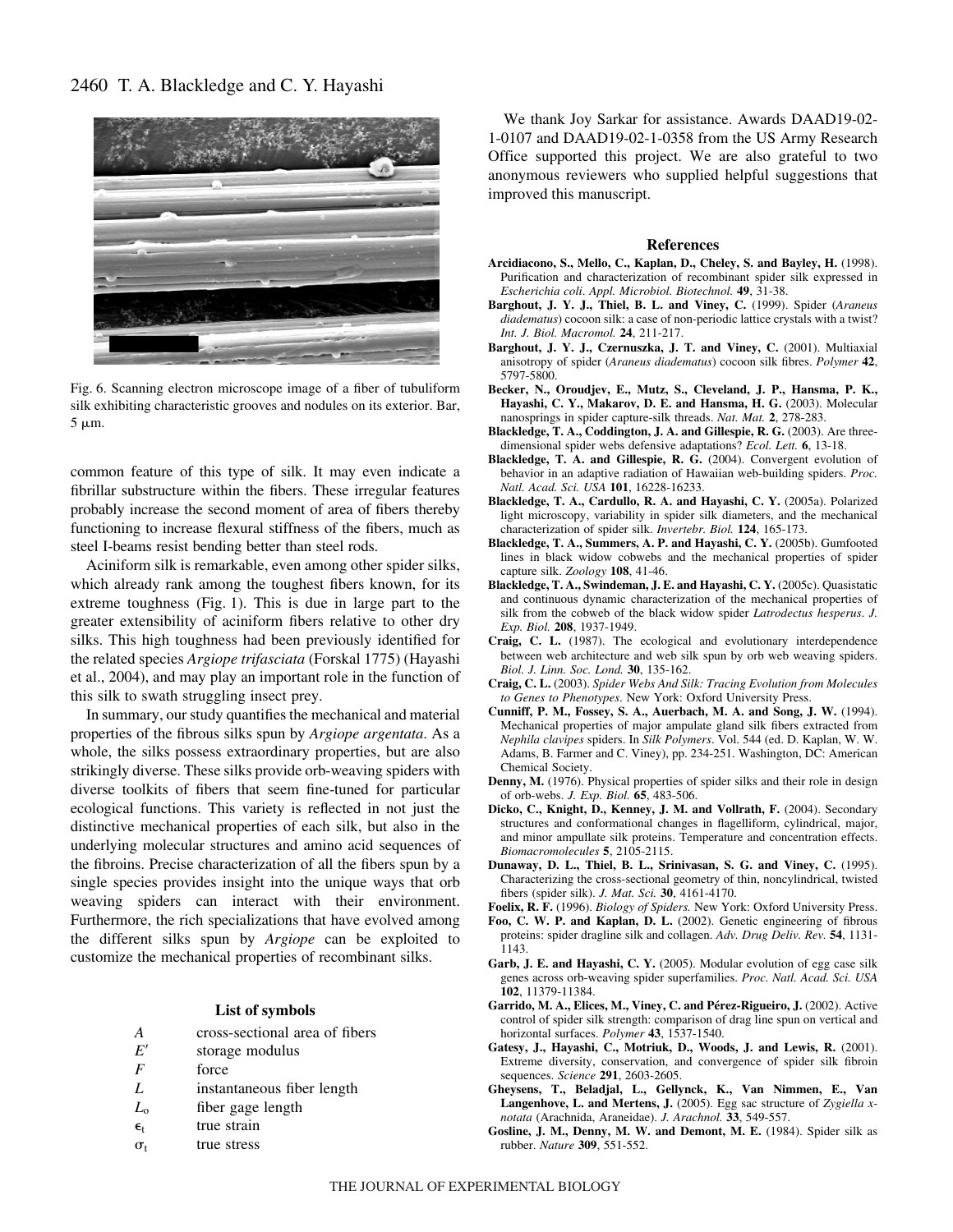Fig. 6. Scanning electron microscope image of a fiber of tubuliform silk exhibiting characteristic grooves and nodules on its exterior. Bar, 5 µm.

common feature of this type of silk. It may even indicate a fibrillar substructure within the fibers. These irregular features probably increase the second moment of area of fibers thereby functioning to increase flexural stiffness of the fibers, much as steel I-beams resist bending better than steel rods.

Aciniform silk is remarkable, even among other spider silks, which already rank among the toughest fibers known, for its extreme toughness (Fig. 1). This is due in large part to the greater extensibility of aciniform fibers relative to other dry silks. This high toughness had been previously identified for the related species *Argiope trifasciata* (Forskal 1775) (Hayashi et al., 2004), and may play an important role in the function of this silk to swath struggling insect prey.

In summary, our study quantifies the mechanical and material properties of the fibrous silks spun by *Argiope argentata*. As a whole, the silks possess extraordinary properties, but are also strikingly diverse. These silks provide orb-weaving spiders with diverse toolkits of fibers that seem fine-tuned for particular ecological functions. This variety is reflected in not just the distinctive mechanical properties of each silk, but also in the underlying molecular structures and amino acid sequences of the fibroins. Precise characterization of all the fibers spun by a single species provides insight into the unique ways that orb weaving spiders can interact with their environment. Furthermore, the rich specializations that have evolved among the different silks spun by *Argiope* can be exploited to customize the mechanical properties of recombinant silks.

### List of symbols

| | |
|---|---|
| $A$ | cross-sectional area of fibers |
| $E'$ | storage modulus |
| $F$ | force |
| $L$ | instantaneous fiber length |
| $L_o$ | fiber gage length |
| $\epsilon_t$ | true strain |
| $\sigma_t$ | true stress |

We thank Joy Sarkar for assistance. Awards DAAD19-02-1-0107 and DAAD19-02-1-0358 from the US Army Research Office supported this project. We are also grateful to two anonymous reviewers who supplied helpful suggestions that improved this manuscript.

## References

**Arcidiacono, S., Mello, C., Kaplan, D., Cheley, S. and Bayley, H.** (1998). Purification and characterization of recombinant spider silk expressed in *Escherichia coli*. *Appl. Microbiol. Biotechnol.* **49**, 31-38.

**Barghout, J. Y. J., Thiel, B. L. and Viney, C.** (1999). Spider (*Araneus diadematus*) cocoon silk: a case of non-periodic lattice crystals with a twist? *Int. J. Biol. Macromol.* **24**, 211-217.

**Barghout, J. Y. J., Czernuszka, J. T. and Viney, C.** (2001). Multiaxial anisotropy of spider (*Araneus diadematus*) cocoon silk fibres. *Polymer* **42**, 5797-5800.

**Becker, N., Oroudjev, E., Mutz, S., Cleveland, J. P., Hansma, P. K., Hayashi, C. Y., Makarov, D. E. and Hansma, H. G.** (2003). Molecular nanosprings in spider capture-silk threads. *Nat. Mat.* **2**, 278-283.

**Blackledge, T. A., Coddington, J. A. and Gillespie, R. G.** (2003). Are three-dimensional spider webs defensive adaptations? *Ecol. Lett.* **6**, 13-18.

**Blackledge, T. A. and Gillespie, R. G.** (2004). Convergent evolution of behavior in an adaptive radiation of Hawaiian web-building spiders. *Proc. Natl. Acad. Sci. USA* **101**, 16228-16233.

**Blackledge, T. A., Cardullo, R. A. and Hayashi, C. Y.** (2005a). Polarized light microscopy, variability in spider silk diameters, and the mechanical characterization of spider silk. *Invertebr. Biol.* **124**, 165-173.

**Blackledge, T. A., Summers, A. P. and Hayashi, C. Y.** (2005b). Gumfooted lines in black widow cobwebs and the mechanical properties of spider capture silk. *Zoology* **108**, 41-46.

**Blackledge, T. A., Swindeman, J. E. and Hayashi, C. Y.** (2005c). Quasistatic and continuous dynamic characterization of the mechanical properties of silk from the cobweb of the black widow spider *Latrodectus hesperus*. *J. Exp. Biol.* **208**, 1937-1949.

**Craig, C. L.** (1987). The ecological and evolutionary interdependence between web architecture and web silk spun by orb web weaving spiders. *Biol. J. Linn. Soc. Lond.* **30**, 135-162.

**Craig, C. L.** (2003). *Spider Webs And Silk: Tracing Evolution from Molecules to Genes to Phenotypes*. New York: Oxford University Press.

**Cunniff, P. M., Fossey, S. A., Auerbach, M. A. and Song, J. W.** (1994). Mechanical properties of major ampulate gland silk fibers extracted from *Nephila clavipes* spiders. In *Silk Polymers*. Vol. 544 (ed. D. Kaplan, W. W. Adams, B. Farmer and C. Viney), pp. 234-251. Washington, DC: American Chemical Society.

**Denny, M.** (1976). Physical properties of spider silks and their role in design of orb-webs. *J. Exp. Biol.* **65**, 483-506.

**Dicko, C., Knight, D., Kenney, J. M. and Vollrath, F.** (2004). Secondary structures and conformational changes in flagelliform, cylindrical, major, and minor ampullate silk proteins. Temperature and concentration effects. *Biomacromolecules* **5**, 2105-2115.

**Dunaway, D. L., Thiel, B. L., Srinivasan, S. G. and Viney, C.** (1995). Characterizing the cross-sectional geometry of thin, noncylindrical, twisted fibers (spider silk). *J. Mat. Sci.* **30**, 4161-4170.

**Foelix, R. F.** (1996). *Biology of Spiders.* New York: Oxford University Press.

**Foo, C. W. P. and Kaplan, D. L.** (2002). Genetic engineering of fibrous proteins: spider dragline silk and collagen. *Adv. Drug Deliv. Rev.* **54**, 1131-1143.

**Garb, J. E. and Hayashi, C. Y.** (2005). Modular evolution of egg case silk genes across orb-weaving spider superfamilies. *Proc. Natl. Acad. Sci. USA* **102**, 11379-11384.

**Garrido, M. A., Elices, M., Viney, C. and Pérez-Rigueiro, J.** (2002). Active control of spider silk strength: comparison of drag line spun on vertical and horizontal surfaces. *Polymer* **43**, 1537-1540.

**Gatesy, J., Hayashi, C., Motriuk, D., Woods, J. and Lewis, R.** (2001). Extreme diversity, conservation, and convergence of spider silk fibroin sequences. *Science* **291**, 2603-2605.

**Gheysens, T., Beladjal, L., Gellynck, K., Van Nimmen, E., Van Langenhove, L. and Mertens, J.** (2005). Egg sac structure of *Zygiella x-notata* (Arachnida, Araneidae). *J. Arachnol.* **33**, 549-557.

**Gosline, J. M., Denny, M. W. and Demont, M. E.** (1984). Spider silk as rubber. *Nature* **309**, 551-552.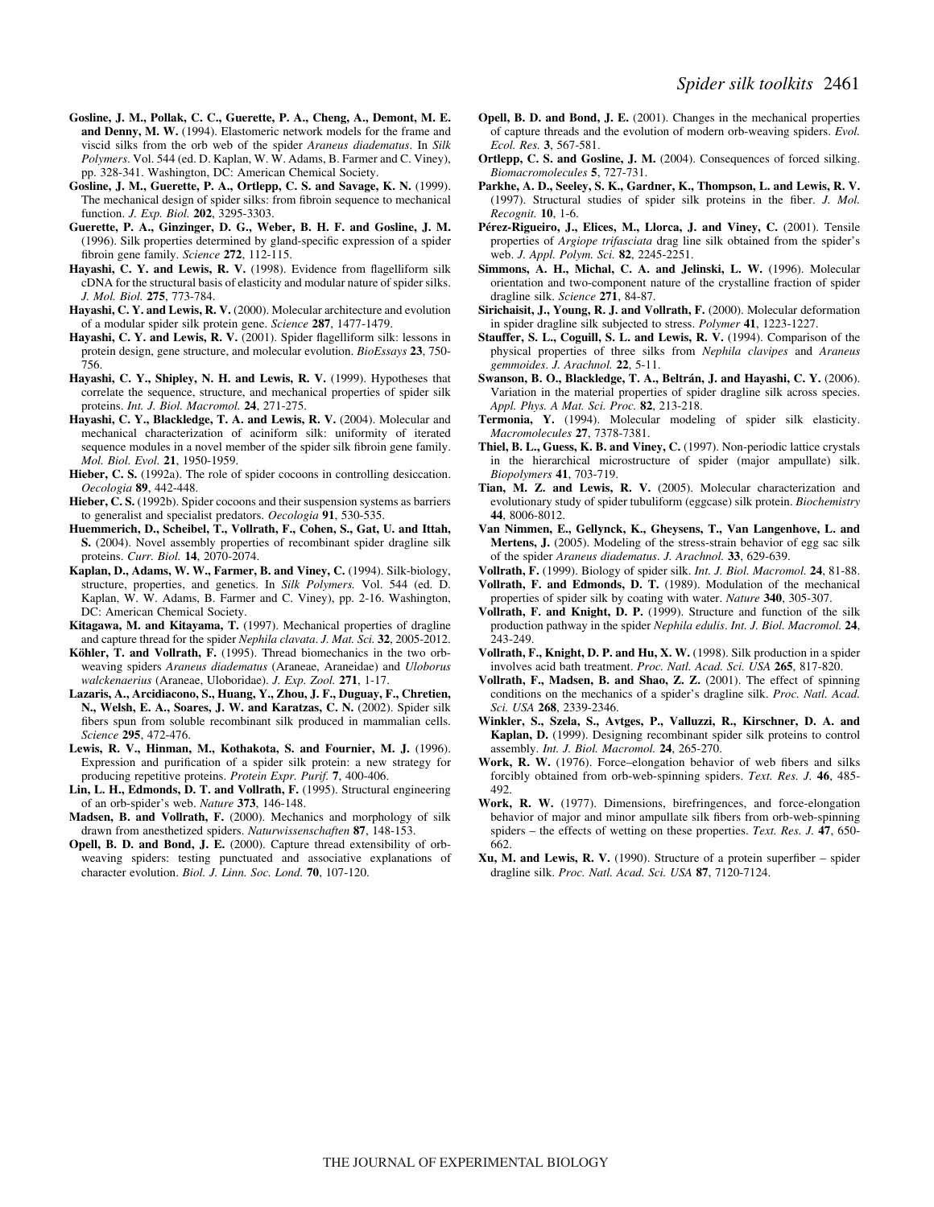**Gosline, J. M., Pollak, C. C., Guerette, P. A., Cheng, A., Demont, M. E. and Denny, M. W.** (1994). Elastomeric network models for the frame and viscid silks from the orb web of the spider *Araneus diadematus*. In *Silk Polymers*. Vol. 544 (ed. D. Kaplan, W. W. Adams, B. Farmer and C. Viney), pp. 328-341. Washington, DC: American Chemical Society.

**Gosline, J. M., Guerette, P. A., Ortlepp, C. S. and Savage, K. N.** (1999). The mechanical design of spider silks: from fibroin sequence to mechanical function. *J. Exp. Biol.* **202**, 3295-3303.

**Guerette, P. A., Ginzinger, D. G., Weber, B. H. F. and Gosline, J. M.** (1996). Silk properties determined by gland-specific expression of a spider fibroin gene family. *Science* **272**, 112-115.

**Hayashi, C. Y. and Lewis, R. V.** (1998). Evidence from flagelliform silk cDNA for the structural basis of elasticity and modular nature of spider silks. *J. Mol. Biol.* **275**, 773-784.

**Hayashi, C. Y. and Lewis, R. V.** (2000). Molecular architecture and evolution of a modular spider silk protein gene. *Science* **287**, 1477-1479.

**Hayashi, C. Y. and Lewis, R. V.** (2001). Spider flagelliform silk: lessons in protein design, gene structure, and molecular evolution. *BioEssays* **23**, 750-756.

**Hayashi, C. Y., Shipley, N. H. and Lewis, R. V.** (1999). Hypotheses that correlate the sequence, structure, and mechanical properties of spider silk proteins. *Int. J. Biol. Macromol.* **24**, 271-275.

**Hayashi, C. Y., Blackledge, T. A. and Lewis, R. V.** (2004). Molecular and mechanical characterization of aciniform silk: uniformity of iterated sequence modules in a novel member of the spider silk fibroin gene family. *Mol. Biol. Evol.* **21**, 1950-1959.

**Hieber, C. S.** (1992a). The role of spider cocoons in controlling desiccation. *Oecologia* **89**, 442-448.

**Hieber, C. S.** (1992b). Spider cocoons and their suspension systems as barriers to generalist and specialist predators. *Oecologia* **91**, 530-535.

**Huemmerich, D., Scheibel, T., Vollrath, F., Cohen, S., Gat, U. and Ittah, S.** (2004). Novel assembly properties of recombinant spider dragline silk proteins. *Curr. Biol.* **14**, 2070-2074.

**Kaplan, D., Adams, W. W., Farmer, B. and Viney, C.** (1994). Silk-biology, structure, properties, and genetics. In *Silk Polymers.* Vol. 544 (ed. D. Kaplan, W. W. Adams, B. Farmer and C. Viney), pp. 2-16. Washington, DC: American Chemical Society.

**Kitagawa, M. and Kitayama, T.** (1997). Mechanical properties of dragline and capture thread for the spider *Nephila clavata*. *J. Mat. Sci.* **32**, 2005-2012.

**Köhler, T. and Vollrath, F.** (1995). Thread biomechanics in the two orb-weaving spiders *Araneus diadematus* (Araneae, Araneidae) and *Uloborus walckenaerius* (Araneae, Uloboridae). *J. Exp. Zool.* **271**, 1-17.

**Lazaris, A., Arcidiacono, S., Huang, Y., Zhou, J. F., Duguay, F., Chretien, N., Welsh, E. A., Soares, J. W. and Karatzas, C. N.** (2002). Spider silk fibers spun from soluble recombinant silk produced in mammalian cells. *Science* **295**, 472-476.

**Lewis, R. V., Hinman, M., Kothakota, S. and Fournier, M. J.** (1996). Expression and purification of a spider silk protein: a new strategy for producing repetitive proteins. *Protein Expr. Purif.* **7**, 400-406.

**Lin, L. H., Edmonds, D. T. and Vollrath, F.** (1995). Structural engineering of an orb-spider's web. *Nature* **373**, 146-148.

**Madsen, B. and Vollrath, F.** (2000). Mechanics and morphology of silk drawn from anesthetized spiders. *Naturwissenschaften* **87**, 148-153.

**Opell, B. D. and Bond, J. E.** (2000). Capture thread extensibility of orb-weaving spiders: testing punctuated and associative explanations of character evolution. *Biol. J. Linn. Soc. Lond.* **70**, 107-120.

**Opell, B. D. and Bond, J. E.** (2001). Changes in the mechanical properties of capture threads and the evolution of modern orb-weaving spiders. *Evol. Ecol. Res.* **3**, 567-581.

**Ortlepp, C. S. and Gosline, J. M.** (2004). Consequences of forced silking. *Biomacromolecules* **5**, 727-731.

**Parkhe, A. D., Seeley, S. K., Gardner, K., Thompson, L. and Lewis, R. V.** (1997). Structural studies of spider silk proteins in the fiber. *J. Mol. Recognit.* **10**, 1-6.

**Pérez-Rigueiro, J., Elices, M., Llorca, J. and Viney, C.** (2001). Tensile properties of *Argiope trifasciata* drag line silk obtained from the spider's web. *J. Appl. Polym. Sci.* **82**, 2245-2251.

**Simmons, A. H., Michal, C. A. and Jelinski, L. W.** (1996). Molecular orientation and two-component nature of the crystalline fraction of spider dragline silk. *Science* **271**, 84-87.

**Sirichaisit, J., Young, R. J. and Vollrath, F.** (2000). Molecular deformation in spider dragline silk subjected to stress. *Polymer* **41**, 1223-1227.

**Stauffer, S. L., Coguill, S. L. and Lewis, R. V.** (1994). Comparison of the physical properties of three silks from *Nephila clavipes* and *Araneus gemmoides*. *J. Arachnol.* **22**, 5-11.

**Swanson, B. O., Blackledge, T. A., Beltrán, J. and Hayashi, C. Y.** (2006). Variation in the material properties of spider dragline silk across species. *Appl. Phys. A Mat. Sci. Proc.* **82**, 213-218.

**Termonia, Y.** (1994). Molecular modeling of spider silk elasticity. *Macromolecules* **27**, 7378-7381.

**Thiel, B. L., Guess, K. B. and Viney, C.** (1997). Non-periodic lattice crystals in the hierarchical microstructure of spider (major ampullate) silk. *Biopolymers* **41**, 703-719.

**Tian, M. Z. and Lewis, R. V.** (2005). Molecular characterization and evolutionary study of spider tubuliform (eggcase) silk protein. *Biochemistry* **44**, 8006-8012.

**Van Nimmen, E., Gellynck, K., Gheysens, T., Van Langenhove, L. and Mertens, J.** (2005). Modeling of the stress-strain behavior of egg sac silk of the spider *Araneus diadematus*. *J. Arachnol.* **33**, 629-639.

**Vollrath, F.** (1999). Biology of spider silk. *Int. J. Biol. Macromol.* **24**, 81-88.

**Vollrath, F. and Edmonds, D. T.** (1989). Modulation of the mechanical properties of spider silk by coating with water. *Nature* **340**, 305-307.

**Vollrath, F. and Knight, D. P.** (1999). Structure and function of the silk production pathway in the spider *Nephila edulis*. *Int. J. Biol. Macromol.* **24**, 243-249.

**Vollrath, F., Knight, D. P. and Hu, X. W.** (1998). Silk production in a spider involves acid bath treatment. *Proc. Natl. Acad. Sci. USA* **265**, 817-820.

**Vollrath, F., Madsen, B. and Shao, Z. Z.** (2001). The effect of spinning conditions on the mechanics of a spider's dragline silk. *Proc. Natl. Acad. Sci. USA* **268**, 2339-2346.

**Winkler, S., Szela, S., Avtges, P., Valluzzi, R., Kirschner, D. A. and Kaplan, D.** (1999). Designing recombinant spider silk proteins to control assembly. *Int. J. Biol. Macromol.* **24**, 265-270.

**Work, R. W.** (1976). Force–elongation behavior of web fibers and silks forcibly obtained from orb-web-spinning spiders. *Text. Res. J.* **46**, 485-492.

**Work, R. W.** (1977). Dimensions, birefringences, and force-elongation behavior of major and minor ampullate silk fibers from orb-web-spinning spiders – the effects of wetting on these properties. *Text. Res. J.* **47**, 650-662.

**Xu, M. and Lewis, R. V.** (1990). Structure of a protein superfiber – spider dragline silk. *Proc. Natl. Acad. Sci. USA* **87**, 7120-7124.